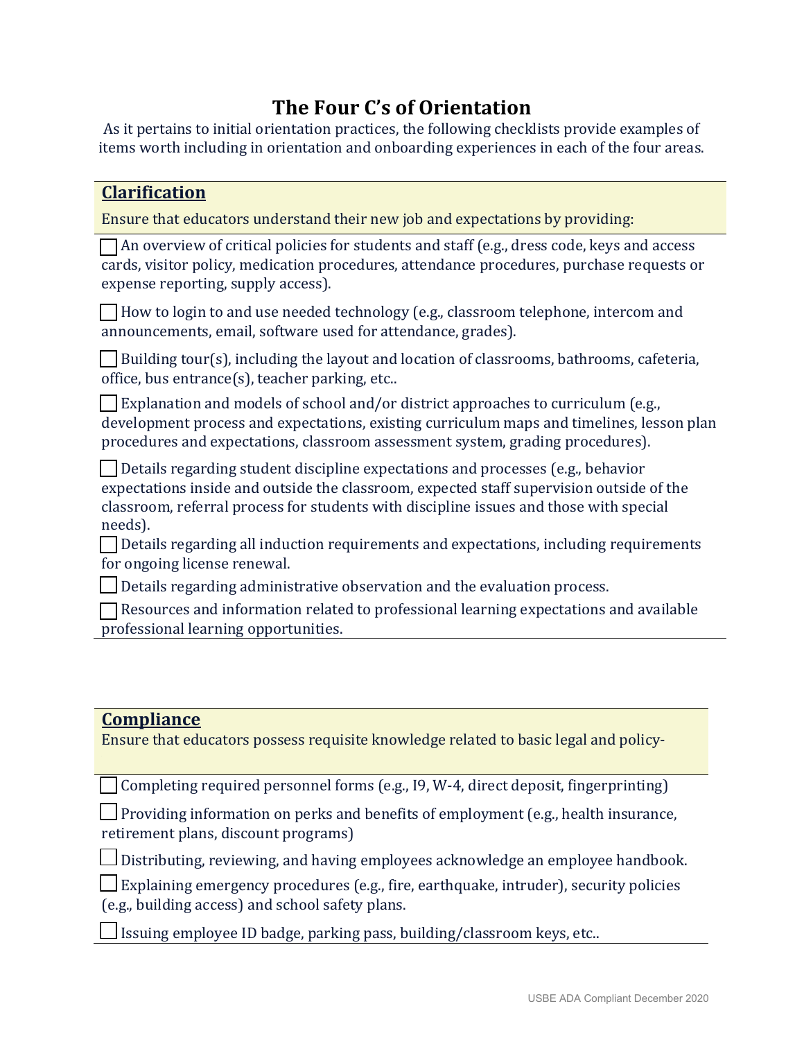# The Four C's of Orientation

As it pertains to initial orientation practices, the following checklists provide examples of items worth including in orientation and onboarding experiences in each of the four areas.

## Clarification

Ensure that educators understand their new job and expectations by providing:

- [ ] An overview of critical policies for students and staff (e.g., dress code, keys and access cards, visitor policy, medication procedures, attendance procedures, purchase requests or expense reporting, supply access).
- [ ] How to login to and use needed technology (e.g., classroom telephone, intercom and announcements, email, software used for attendance, grades).
- [ ] Building tour(s), including the layout and location of classrooms, bathrooms, cafeteria, office, bus entrance(s), teacher parking, etc..
- [ ] Explanation and models of school and/or district approaches to curriculum (e.g., development process and expectations, existing curriculum maps and timelines, lesson plan procedures and expectations, classroom assessment system, grading procedures).
- [ ] Details regarding student discipline expectations and processes (e.g., behavior expectations inside and outside the classroom, expected staff supervision outside of the classroom, referral process for students with discipline issues and those with special needs).
- [ ] Details regarding all induction requirements and expectations, including requirements for ongoing license renewal.
- [ ] Details regarding administrative observation and the evaluation process.
- [ ] Resources and information related to professional learning expectations and available professional learning opportunities.

## Compliance

Ensure that educators possess requisite knowledge related to basic legal and policy-

- [ ] Completing required personnel forms (e.g., I9, W-4, direct deposit, fingerprinting)
- [ ] Providing information on perks and benefits of employment (e.g., health insurance, retirement plans, discount programs)
- [ ] Distributing, reviewing, and having employees acknowledge an employee handbook.
- [ ] Explaining emergency procedures (e.g., fire, earthquake, intruder), security policies (e.g., building access) and school safety plans.
- [ ] Issuing employee ID badge, parking pass, building/classroom keys, etc..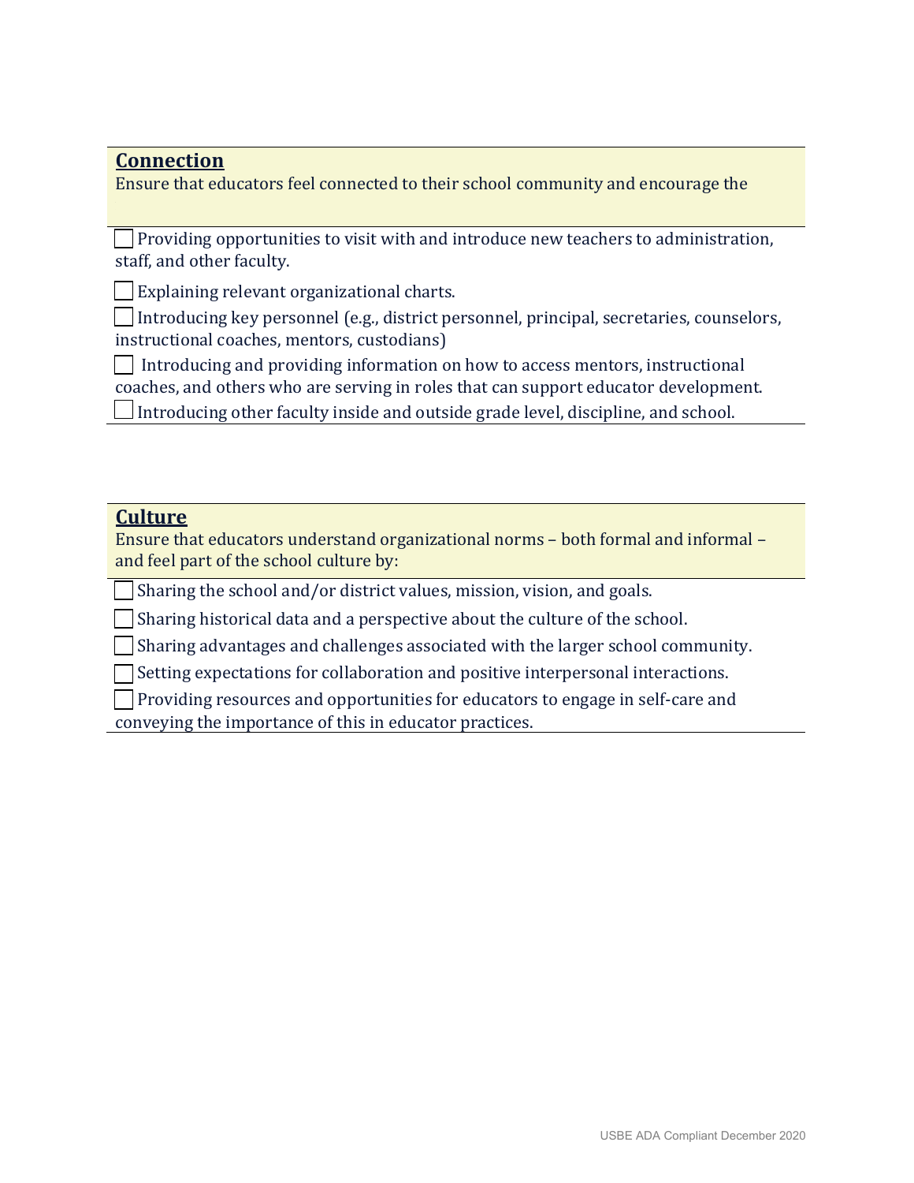**Connection**

Ensure that educators feel connected to their school community and encourage the

- [ ] Providing opportunities to visit with and introduce new teachers to administration, staff, and other faculty.
- [ ] Explaining relevant organizational charts.
- [ ] Introducing key personnel (e.g., district personnel, principal, secretaries, counselors, instructional coaches, mentors, custodians)
- [ ] Introducing and providing information on how to access mentors, instructional coaches, and others who are serving in roles that can support educator development.
- [ ] Introducing other faculty inside and outside grade level, discipline, and school.

**Culture**

Ensure that educators understand organizational norms – both formal and informal – and feel part of the school culture by:

- [ ] Sharing the school and/or district values, mission, vision, and goals.
- [ ] Sharing historical data and a perspective about the culture of the school.
- [ ] Sharing advantages and challenges associated with the larger school community.
- [ ] Setting expectations for collaboration and positive interpersonal interactions.
- [ ] Providing resources and opportunities for educators to engage in self-care and conveying the importance of this in educator practices.

USBE ADA Compliant December 2020